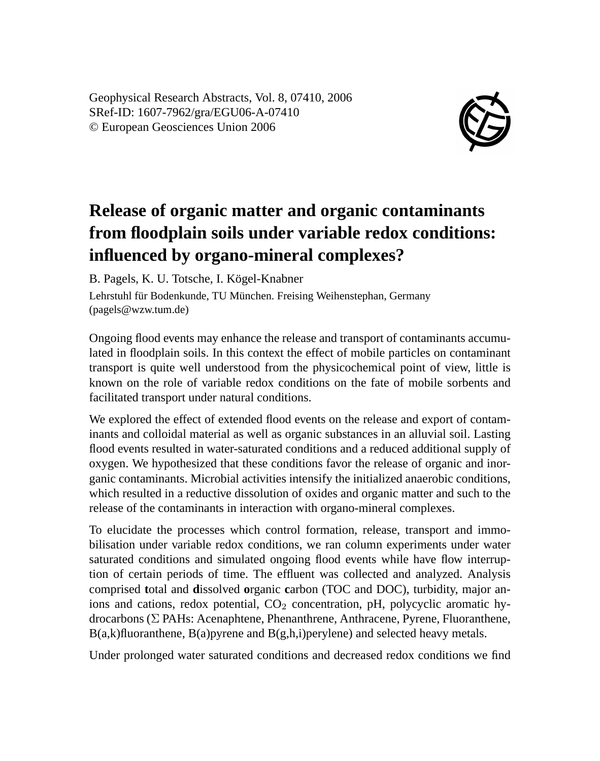Geophysical Research Abstracts, Vol. 8, 07410, 2006
SRef-ID: 1607-7962/gra/EGU06-A-07410
© European Geosciences Union 2006

# Release of organic matter and organic contaminants from floodplain soils under variable redox conditions: influenced by organo-mineral complexes?

B. Pagels, K. U. Totsche, I. Kögel-Knabner

Lehrstuhl für Bodenkunde, TU München. Freising Weihenstephan, Germany (pagels@wzw.tum.de)

Ongoing flood events may enhance the release and transport of contaminants accumulated in floodplain soils. In this context the effect of mobile particles on contaminant transport is quite well understood from the physicochemical point of view, little is known on the role of variable redox conditions on the fate of mobile sorbents and facilitated transport under natural conditions.

We explored the effect of extended flood events on the release and export of contaminants and colloidal material as well as organic substances in an alluvial soil. Lasting flood events resulted in water-saturated conditions and a reduced additional supply of oxygen. We hypothesized that these conditions favor the release of organic and inorganic contaminants. Microbial activities intensify the initialized anaerobic conditions, which resulted in a reductive dissolution of oxides and organic matter and such to the release of the contaminants in interaction with organo-mineral complexes.

To elucidate the processes which control formation, release, transport and immobilisation under variable redox conditions, we ran column experiments under water saturated conditions and simulated ongoing flood events while have flow interruption of certain periods of time. The effluent was collected and analyzed. Analysis comprised **t**otal and **d**issolved **o**rganic **c**arbon (TOC and DOC), turbidity, major anions and cations, redox potential, $CO_2$ concentration, pH, polycyclic aromatic hydrocarbons ($\Sigma$ PAHs: Acenaphtene, Phenanthrene, Anthracene, Pyrene, Fluoranthene, B(a,k)fluoranthene, B(a)pyrene and B(g,h,i)perylene) and selected heavy metals.

Under prolonged water saturated conditions and decreased redox conditions we find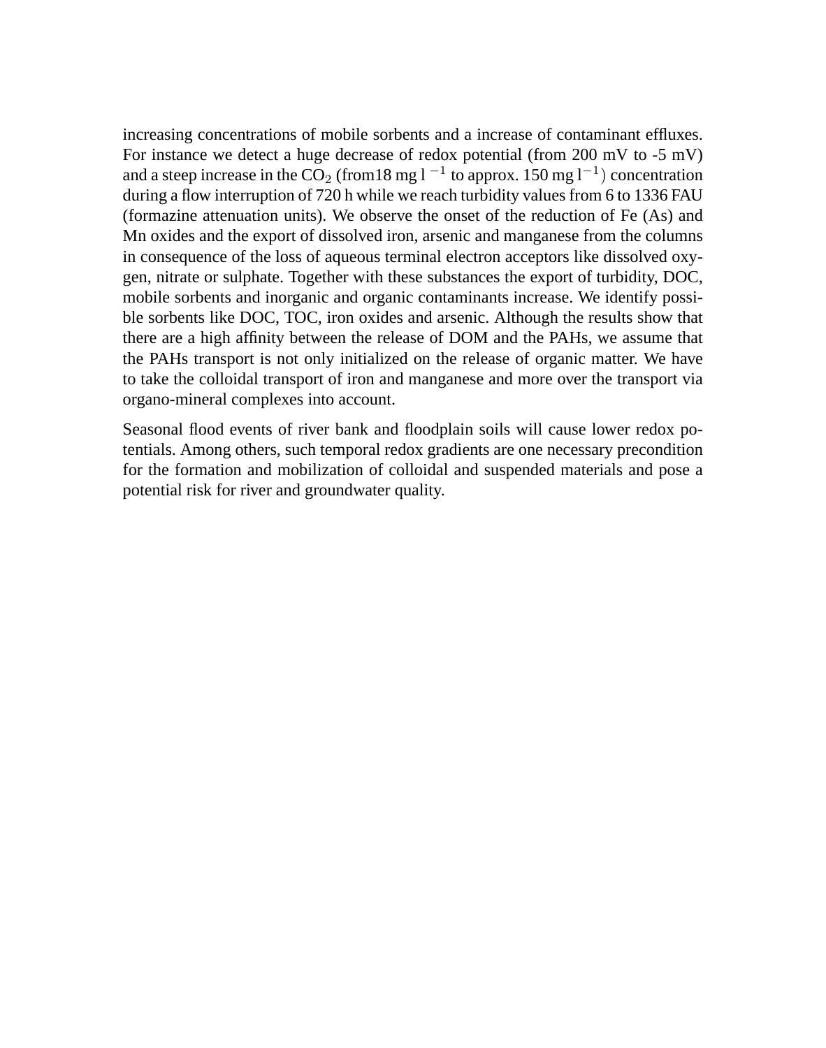increasing concentrations of mobile sorbents and a increase of contaminant effluxes. For instance we detect a huge decrease of redox potential (from 200 mV to -5 mV) and a steep increase in the $CO_2$ (from18 mg $l^{-1}$ to approx. 150 mg $l^{-1}$) concentration during a flow interruption of 720 h while we reach turbidity values from 6 to 1336 FAU (formazine attenuation units). We observe the onset of the reduction of Fe (As) and Mn oxides and the export of dissolved iron, arsenic and manganese from the columns in consequence of the loss of aqueous terminal electron acceptors like dissolved oxygen, nitrate or sulphate. Together with these substances the export of turbidity, DOC, mobile sorbents and inorganic and organic contaminants increase. We identify possible sorbents like DOC, TOC, iron oxides and arsenic. Although the results show that there are a high affinity between the release of DOM and the PAHs, we assume that the PAHs transport is not only initialized on the release of organic matter. We have to take the colloidal transport of iron and manganese and more over the transport via organo-mineral complexes into account.

Seasonal flood events of river bank and floodplain soils will cause lower redox potentials. Among others, such temporal redox gradients are one necessary precondition for the formation and mobilization of colloidal and suspended materials and pose a potential risk for river and groundwater quality.